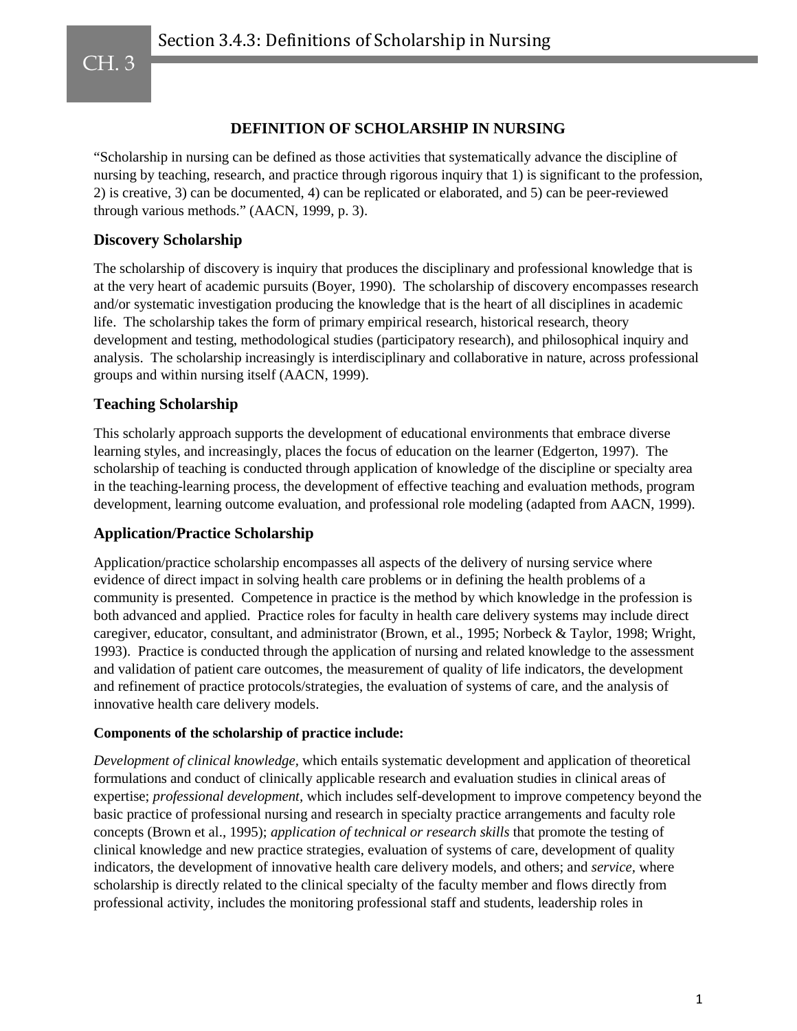# DEFINITION OF SCHOLARSHIP IN NURSING

"Scholarship in nursing can be defined as those activities that systematically advance the discipline of nursing by teaching, research, and practice through rigorous inquiry that 1) is significant to the profession, 2) is creative, 3) can be documented, 4) can be replicated or elaborated, and 5) can be peer-reviewed through various methods." (AACN, 1999, p. 3).

## Discovery Scholarship

The scholarship of discovery is inquiry that produces the disciplinary and professional knowledge that is at the very heart of academic pursuits (Boyer, 1990). The scholarship of discovery encompasses research and/or systematic investigation producing the knowledge that is the heart of all disciplines in academic life. The scholarship takes the form of primary empirical research, historical research, theory development and testing, methodological studies (participatory research), and philosophical inquiry and analysis. The scholarship increasingly is interdisciplinary and collaborative in nature, across professional groups and within nursing itself (AACN, 1999).

## Teaching Scholarship

This scholarly approach supports the development of educational environments that embrace diverse learning styles, and increasingly, places the focus of education on the learner (Edgerton, 1997). The scholarship of teaching is conducted through application of knowledge of the discipline or specialty area in the teaching-learning process, the development of effective teaching and evaluation methods, program development, learning outcome evaluation, and professional role modeling (adapted from AACN, 1999).

## Application/Practice Scholarship

Application/practice scholarship encompasses all aspects of the delivery of nursing service where evidence of direct impact in solving health care problems or in defining the health problems of a community is presented. Competence in practice is the method by which knowledge in the profession is both advanced and applied. Practice roles for faculty in health care delivery systems may include direct caregiver, educator, consultant, and administrator (Brown, et al., 1995; Norbeck & Taylor, 1998; Wright, 1993). Practice is conducted through the application of nursing and related knowledge to the assessment and validation of patient care outcomes, the measurement of quality of life indicators, the development and refinement of practice protocols/strategies, the evaluation of systems of care, and the analysis of innovative health care delivery models.

**Components of the scholarship of practice include:**

*Development of clinical knowledge*, which entails systematic development and application of theoretical formulations and conduct of clinically applicable research and evaluation studies in clinical areas of expertise; *professional development*, which includes self-development to improve competency beyond the basic practice of professional nursing and research in specialty practice arrangements and faculty role concepts (Brown et al., 1995); *application of technical or research skills* that promote the testing of clinical knowledge and new practice strategies, evaluation of systems of care, development of quality indicators, the development of innovative health care delivery models, and others; and *service*, where scholarship is directly related to the clinical specialty of the faculty member and flows directly from professional activity, includes the monitoring professional staff and students, leadership roles in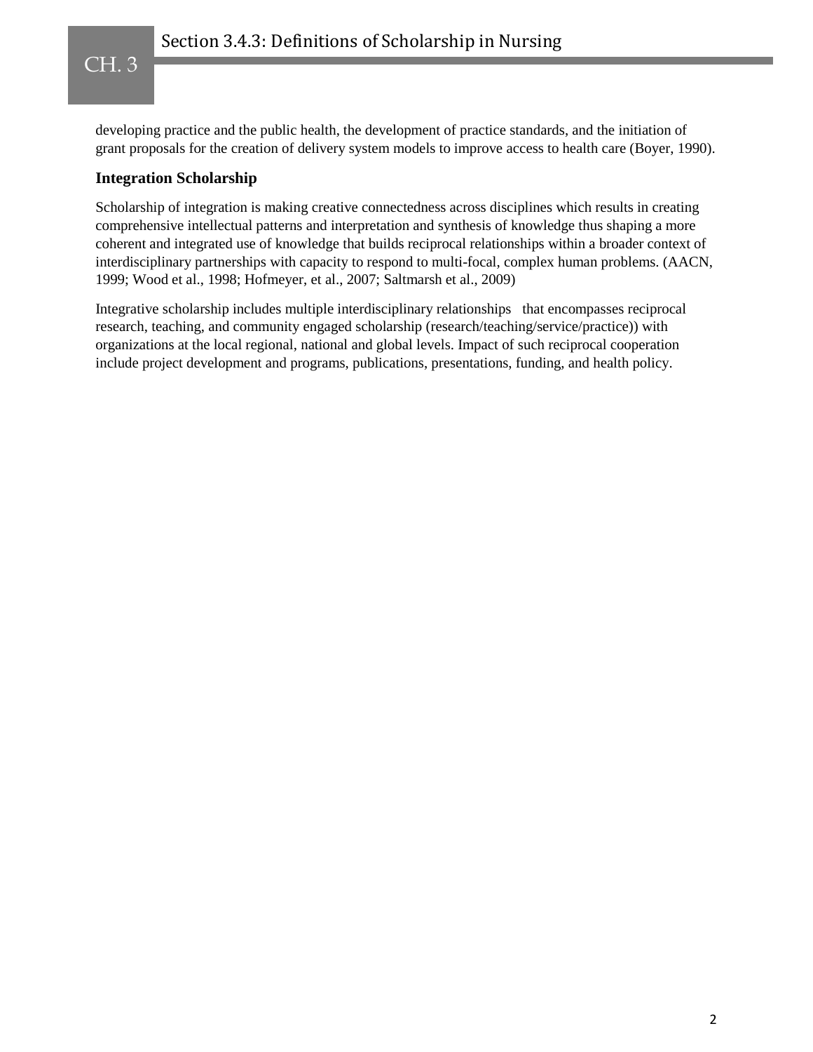developing practice and the public health, the development of practice standards, and the initiation of grant proposals for the creation of delivery system models to improve access to health care (Boyer, 1990).

### Integration Scholarship

Scholarship of integration is making creative connectedness across disciplines which results in creating comprehensive intellectual patterns and interpretation and synthesis of knowledge thus shaping a more coherent and integrated use of knowledge that builds reciprocal relationships within a broader context of interdisciplinary partnerships with capacity to respond to multi-focal, complex human problems. (AACN, 1999; Wood et al., 1998; Hofmeyer, et al., 2007; Saltmarsh et al., 2009)

Integrative scholarship includes multiple interdisciplinary relationships that encompasses reciprocal research, teaching, and community engaged scholarship (research/teaching/service/practice)) with organizations at the local regional, national and global levels. Impact of such reciprocal cooperation include project development and programs, publications, presentations, funding, and health policy.